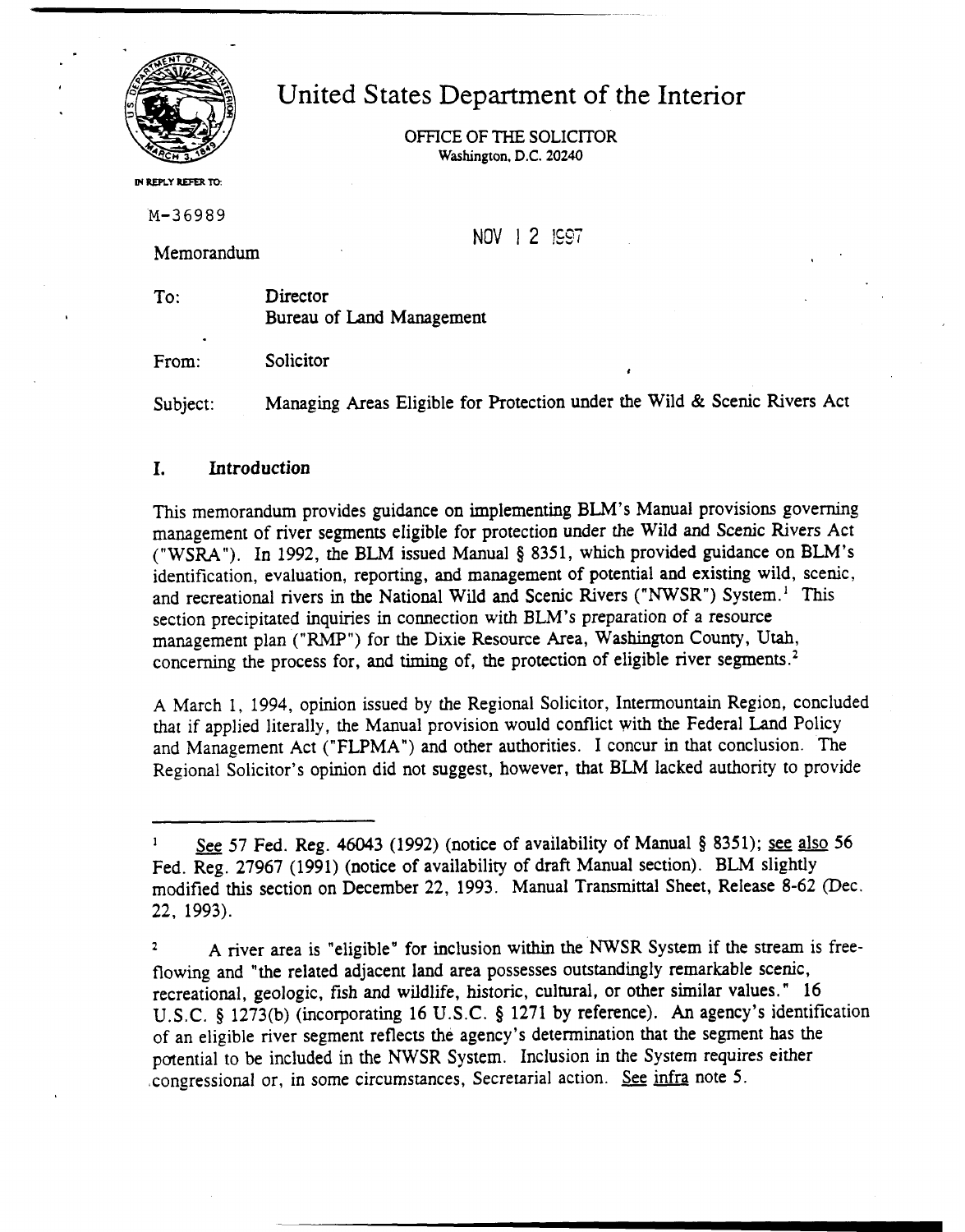# United States Department of the Interior

OFFICE OF THE SOLICITOR
Washington, D.C. 20240

IN REPLY REFER TO:

M-36989

NOV 12 1997

Memorandum

To: Director
Bureau of Land Management

From: Solicitor

Subject: Managing Areas Eligible for Protection under the Wild & Scenic Rivers Act

## I. Introduction

This memorandum provides guidance on implementing BLM's Manual provisions governing management of river segments eligible for protection under the Wild and Scenic Rivers Act ("WSRA"). In 1992, the BLM issued Manual § 8351, which provided guidance on BLM's identification, evaluation, reporting, and management of potential and existing wild, scenic, and recreational rivers in the National Wild and Scenic Rivers ("NWSR") System.[1] This section precipitated inquiries in connection with BLM's preparation of a resource management plan ("RMP") for the Dixie Resource Area, Washington County, Utah, concerning the process for, and timing of, the protection of eligible river segments.[2]

A March 1, 1994, opinion issued by the Regional Solicitor, Intermountain Region, concluded that if applied literally, the Manual provision would conflict with the Federal Land Policy and Management Act ("FLPMA") and other authorities. I concur in that conclusion. The Regional Solicitor's opinion did not suggest, however, that BLM lacked authority to provide

---

[1] See 57 Fed. Reg. 46043 (1992) (notice of availability of Manual § 8351); see also 56 Fed. Reg. 27967 (1991) (notice of availability of draft Manual section). BLM slightly modified this section on December 22, 1993. Manual Transmittal Sheet, Release 8-62 (Dec. 22, 1993).

[2] A river area is "eligible" for inclusion within the NWSR System if the stream is free-flowing and "the related adjacent land area possesses outstandingly remarkable scenic, recreational, geologic, fish and wildlife, historic, cultural, or other similar values." 16 U.S.C. § 1273(b) (incorporating 16 U.S.C. § 1271 by reference). An agency's identification of an eligible river segment reflects the agency's determination that the segment has the potential to be included in the NWSR System. Inclusion in the System requires either congressional or, in some circumstances, Secretarial action. See infra note 5.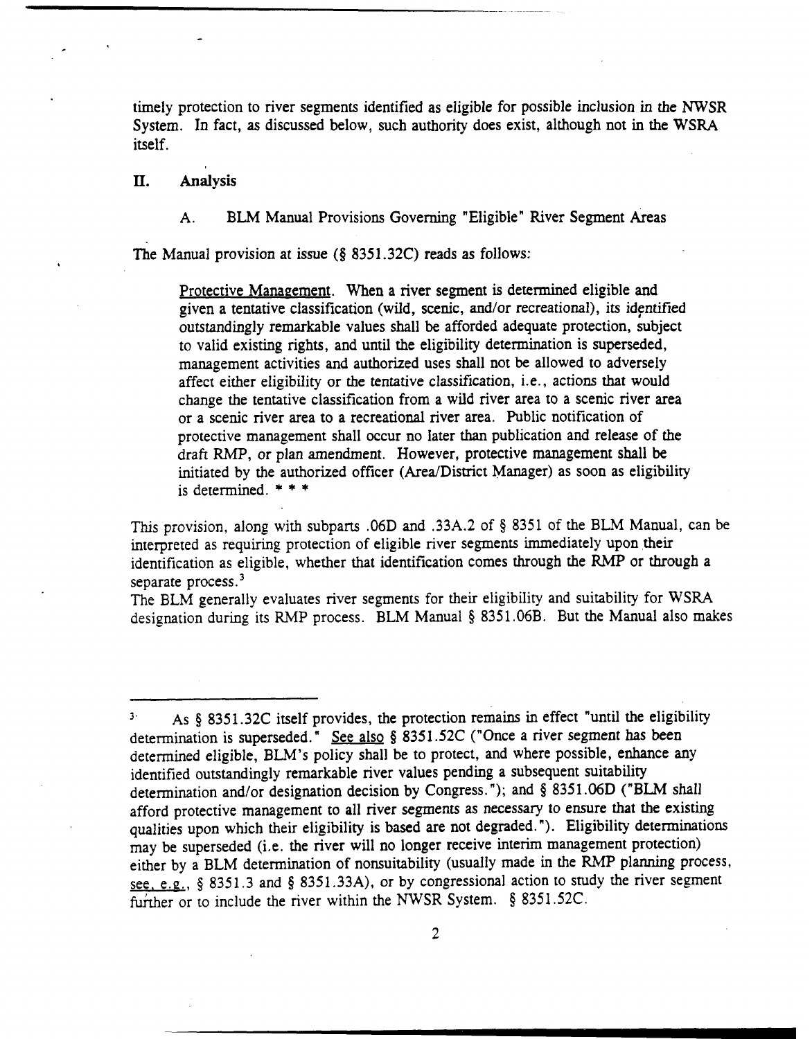timely protection to river segments identified as eligible for possible inclusion in the NWSR System. In fact, as discussed below, such authority does exist, although not in the WSRA itself.

## II. Analysis

### A. BLM Manual Provisions Governing "Eligible" River Segment Areas

The Manual provision at issue (§ 8351.32C) reads as follows:

> Protective Management. When a river segment is determined eligible and given a tentative classification (wild, scenic, and/or recreational), its identified outstandingly remarkable values shall be afforded adequate protection, subject to valid existing rights, and until the eligibility determination is superseded, management activities and authorized uses shall not be allowed to adversely affect either eligibility or the tentative classification, i.e., actions that would change the tentative classification from a wild river area to a scenic river area or a scenic river area to a recreational river area. Public notification of protective management shall occur no later than publication and release of the draft RMP, or plan amendment. However, protective management shall be initiated by the authorized officer (Area/District Manager) as soon as eligibility is determined. * * *

This provision, along with subparts .06D and .33A.2 of § 8351 of the BLM Manual, can be interpreted as requiring protection of eligible river segments immediately upon their identification as eligible, whether that identification comes through the RMP or through a separate process.[3]

The BLM generally evaluates river segments for their eligibility and suitability for WSRA designation during its RMP process. BLM Manual § 8351.06B. But the Manual also makes

---

[3] As § 8351.32C itself provides, the protection remains in effect "until the eligibility determination is superseded." See also § 8351.52C ("Once a river segment has been determined eligible, BLM's policy shall be to protect, and where possible, enhance any identified outstandingly remarkable river values pending a subsequent suitability determination and/or designation decision by Congress."); and § 8351.06D ("BLM shall afford protective management to all river segments as necessary to ensure that the existing qualities upon which their eligibility is based are not degraded."). Eligibility determinations may be superseded (i.e. the river will no longer receive interim management protection) either by a BLM determination of nonsuitability (usually made in the RMP planning process, see, e.g., § 8351.3 and § 8351.33A), or by congressional action to study the river segment further or to include the river within the NWSR System. § 8351.52C.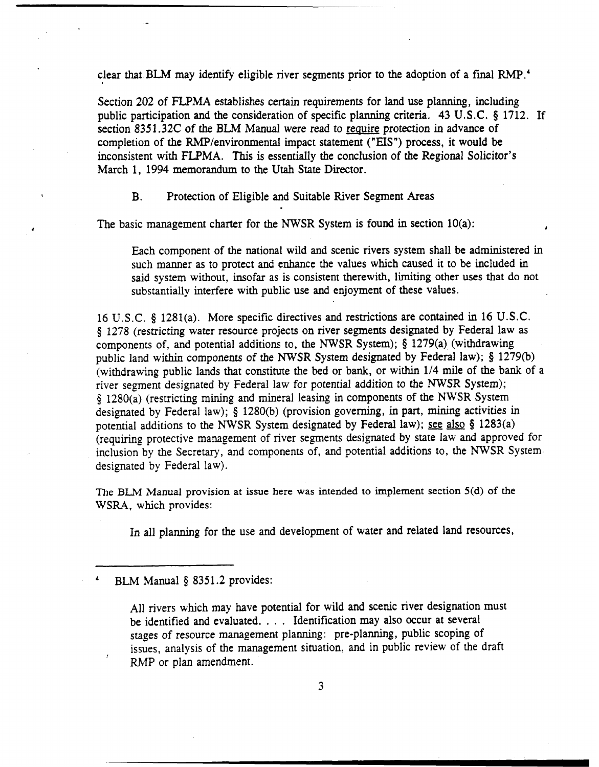clear that BLM may identify eligible river segments prior to the adoption of a final RMP.[4]

Section 202 of FLPMA establishes certain requirements for land use planning, including public participation and the consideration of specific planning criteria. 43 U.S.C. § 1712. If section 8351.32C of the BLM Manual were read to require protection in advance of completion of the RMP/environmental impact statement ("EIS") process, it would be inconsistent with FLPMA. This is essentially the conclusion of the Regional Solicitor's March 1, 1994 memorandum to the Utah State Director.

B. Protection of Eligible and Suitable River Segment Areas

The basic management charter for the NWSR System is found in section 10(a):

> Each component of the national wild and scenic rivers system shall be administered in such manner as to protect and enhance the values which caused it to be included in said system without, insofar as is consistent therewith, limiting other uses that do not substantially interfere with public use and enjoyment of these values.

16 U.S.C. § 1281(a). More specific directives and restrictions are contained in 16 U.S.C. § 1278 (restricting water resource projects on river segments designated by Federal law as components of, and potential additions to, the NWSR System); § 1279(a) (withdrawing public land within components of the NWSR System designated by Federal law); § 1279(b) (withdrawing public lands that constitute the bed or bank, or within 1/4 mile of the bank of a river segment designated by Federal law for potential addition to the NWSR System); § 1280(a) (restricting mining and mineral leasing in components of the NWSR System designated by Federal law); § 1280(b) (provision governing, in part, mining activities in potential additions to the NWSR System designated by Federal law); see also § 1283(a) (requiring protective management of river segments designated by state law and approved for inclusion by the Secretary, and components of, and potential additions to, the NWSR System designated by Federal law).

The BLM Manual provision at issue here was intended to implement section 5(d) of the WSRA, which provides:

> In all planning for the use and development of water and related land resources,

---

[4] BLM Manual § 8351.2 provides:

> All rivers which may have potential for wild and scenic river designation must be identified and evaluated. . . . Identification may also occur at several stages of resource management planning: pre-planning, public scoping of issues, analysis of the management situation, and in public review of the draft RMP or plan amendment.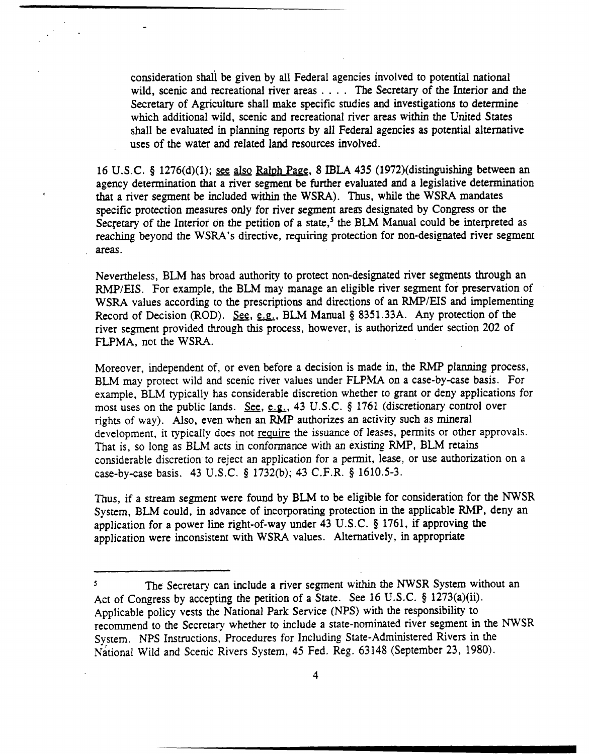> consideration shall be given by all Federal agencies involved to potential national wild, scenic and recreational river areas . . . . The Secretary of the Interior and the Secretary of Agriculture shall make specific studies and investigations to determine which additional wild, scenic and recreational river areas within the United States shall be evaluated in planning reports by all Federal agencies as potential alternative uses of the water and related land resources involved.

16 U.S.C. § 1276(d)(1); see also Ralph Page, 8 IBLA 435 (1972)(distinguishing between an agency determination that a river segment be further evaluated and a legislative determination that a river segment be included within the WSRA). Thus, while the WSRA mandates specific protection measures only for river segment areas designated by Congress or the Secretary of the Interior on the petition of a state,[5] the BLM Manual could be interpreted as reaching beyond the WSRA's directive, requiring protection for non-designated river segment areas.

Nevertheless, BLM has broad authority to protect non-designated river segments through an RMP/EIS. For example, the BLM may manage an eligible river segment for preservation of WSRA values according to the prescriptions and directions of an RMP/EIS and implementing Record of Decision (ROD). See, e.g., BLM Manual § 8351.33A. Any protection of the river segment provided through this process, however, is authorized under section 202 of FLPMA, not the WSRA.

Moreover, independent of, or even before a decision is made in, the RMP planning process, BLM may protect wild and scenic river values under FLPMA on a case-by-case basis. For example, BLM typically has considerable discretion whether to grant or deny applications for most uses on the public lands. See, e.g., 43 U.S.C. § 1761 (discretionary control over rights of way). Also, even when an RMP authorizes an activity such as mineral development, it typically does not require the issuance of leases, permits or other approvals. That is, so long as BLM acts in conformance with an existing RMP, BLM retains considerable discretion to reject an application for a permit, lease, or use authorization on a case-by-case basis. 43 U.S.C. § 1732(b); 43 C.F.R. § 1610.5-3.

Thus, if a stream segment were found by BLM to be eligible for consideration for the NWSR System, BLM could, in advance of incorporating protection in the applicable RMP, deny an application for a power line right-of-way under 43 U.S.C. § 1761, if approving the application were inconsistent with WSRA values. Alternatively, in appropriate

---

[5] The Secretary can include a river segment within the NWSR System without an Act of Congress by accepting the petition of a State. See 16 U.S.C. § 1273(a)(ii). Applicable policy vests the National Park Service (NPS) with the responsibility to recommend to the Secretary whether to include a state-nominated river segment in the NWSR System. NPS Instructions, Procedures for Including State-Administered Rivers in the National Wild and Scenic Rivers System, 45 Fed. Reg. 63148 (September 23, 1980).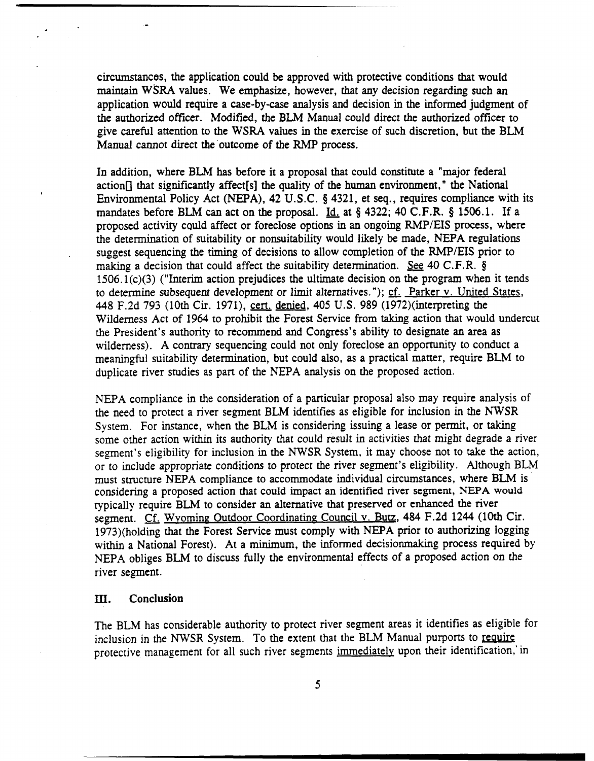circumstances, the application could be approved with protective conditions that would maintain WSRA values. We emphasize, however, that any decision regarding such an application would require a case-by-case analysis and decision in the informed judgment of the authorized officer. Modified, the BLM Manual could direct the authorized officer to give careful attention to the WSRA values in the exercise of such discretion, but the BLM Manual cannot direct the outcome of the RMP process.

In addition, where BLM has before it a proposal that could constitute a "major federal action[] that significantly affect[s] the quality of the human environment," the National Environmental Policy Act (NEPA), 42 U.S.C. § 4321, et seq., requires compliance with its mandates before BLM can act on the proposal. Id. at § 4322; 40 C.F.R. § 1506.1. If a proposed activity could affect or foreclose options in an ongoing RMP/EIS process, where the determination of suitability or nonsuitability would likely be made, NEPA regulations suggest sequencing the timing of decisions to allow completion of the RMP/EIS prior to making a decision that could affect the suitability determination. See 40 C.F.R. § 1506.1(c)(3) ("Interim action prejudices the ultimate decision on the program when it tends to determine subsequent development or limit alternatives."); cf. Parker v. United States, 448 F.2d 793 (10th Cir. 1971), cert. denied, 405 U.S. 989 (1972)(interpreting the Wilderness Act of 1964 to prohibit the Forest Service from taking action that would undercut the President's authority to recommend and Congress's ability to designate an area as wilderness). A contrary sequencing could not only foreclose an opportunity to conduct a meaningful suitability determination, but could also, as a practical matter, require BLM to duplicate river studies as part of the NEPA analysis on the proposed action.

NEPA compliance in the consideration of a particular proposal also may require analysis of the need to protect a river segment BLM identifies as eligible for inclusion in the NWSR System. For instance, when the BLM is considering issuing a lease or permit, or taking some other action within its authority that could result in activities that might degrade a river segment's eligibility for inclusion in the NWSR System, it may choose not to take the action, or to include appropriate conditions to protect the river segment's eligibility. Although BLM must structure NEPA compliance to accommodate individual circumstances, where BLM is considering a proposed action that could impact an identified river segment, NEPA would typically require BLM to consider an alternative that preserved or enhanced the river segment. Cf. Wyoming Outdoor Coordinating Council v. Butz, 484 F.2d 1244 (10th Cir. 1973)(holding that the Forest Service must comply with NEPA prior to authorizing logging within a National Forest). At a minimum, the informed decisionmaking process required by NEPA obliges BLM to discuss fully the environmental effects of a proposed action on the river segment.

## III. Conclusion

The BLM has considerable authority to protect river segment areas it identifies as eligible for inclusion in the NWSR System. To the extent that the BLM Manual purports to require protective management for all such river segments immediately upon their identification, in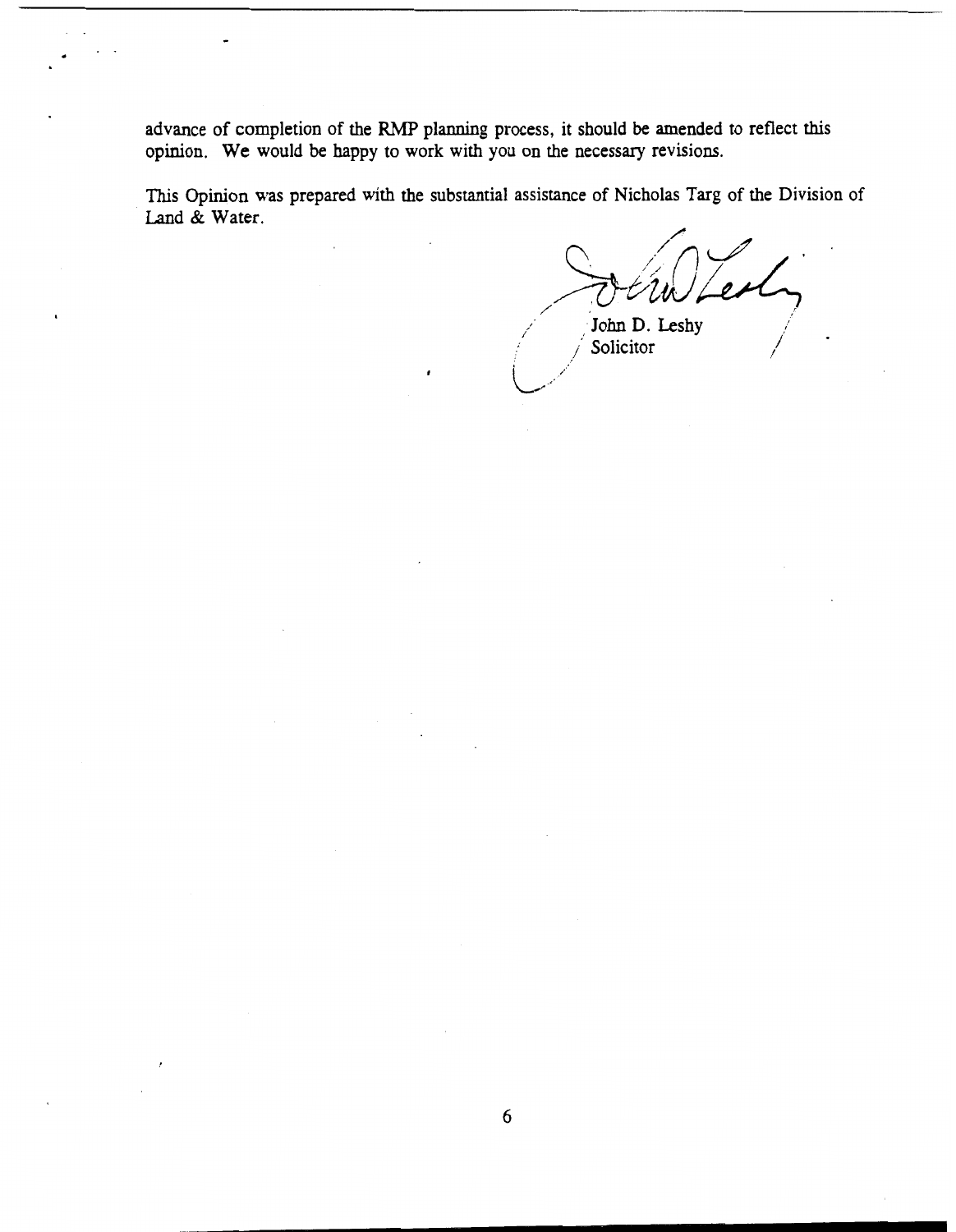advance of completion of the RMP planning process, it should be amended to reflect this opinion. We would be happy to work with you on the necessary revisions.

This Opinion was prepared with the substantial assistance of Nicholas Targ of the Division of Land & Water.

John D. Leshy
Solicitor